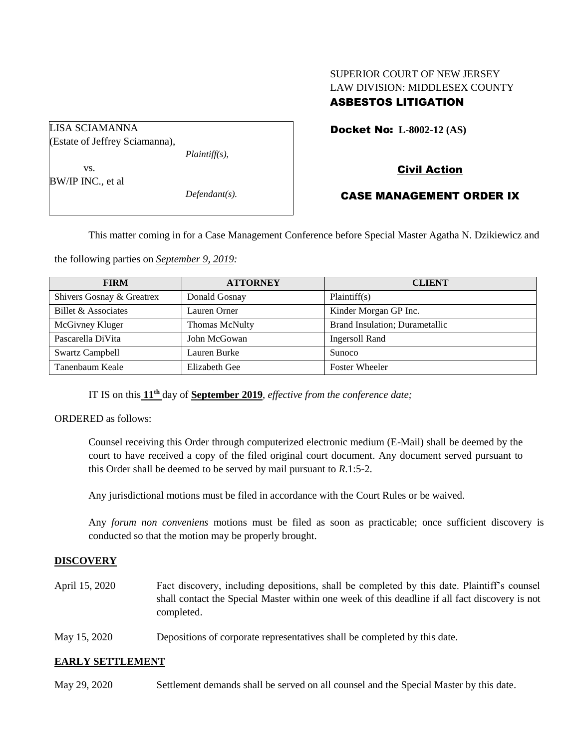SUPERIOR COURT OF NEW JERSEY
LAW DIVISION: MIDDLESEX COUNTY
**ASBESTOS LITIGATION**

LISA SCIAMANNA
(Estate of Jeffrey Sciamanna),
*Plaintiff(s),*
vs.
BW/IP INC., et al
*Defendant(s).*

**Docket No: L-8002-12 (AS)**

**Civil Action**

**CASE MANAGEMENT ORDER IX**

This matter coming in for a Case Management Conference before Special Master Agatha N. Dzikiewicz and the following parties on *September 9, 2019:*

| FIRM | ATTORNEY | CLIENT |
| --- | --- | --- |
| Shivers Gosnay & Greatrex | Donald Gosnay | Plaintiff(s) |
| Billet & Associates | Lauren Orner | Kinder Morgan GP Inc. |
| McGivney Kluger | Thomas McNulty | Brand Insulation; Durametallic |
| Pascarella DiVita | John McGowan | Ingersoll Rand |
| Swartz Campbell | Lauren Burke | Sunoco |
| Tanenbaum Keale | Elizabeth Gee | Foster Wheeler |

IT IS on this **11th** day of **September 2019**, *effective from the conference date;*

ORDERED as follows:

Counsel receiving this Order through computerized electronic medium (E-Mail) shall be deemed by the court to have received a copy of the filed original court document. Any document served pursuant to this Order shall be deemed to be served by mail pursuant to *R.*1:5-2.

Any jurisdictional motions must be filed in accordance with the Court Rules or be waived.

Any *forum non conveniens* motions must be filed as soon as practicable; once sufficient discovery is conducted so that the motion may be properly brought.

**DISCOVERY**

April 15, 2020 Fact discovery, including depositions, shall be completed by this date. Plaintiff's counsel shall contact the Special Master within one week of this deadline if all fact discovery is not completed.

May 15, 2020 Depositions of corporate representatives shall be completed by this date.

**EARLY SETTLEMENT**

May 29, 2020 Settlement demands shall be served on all counsel and the Special Master by this date.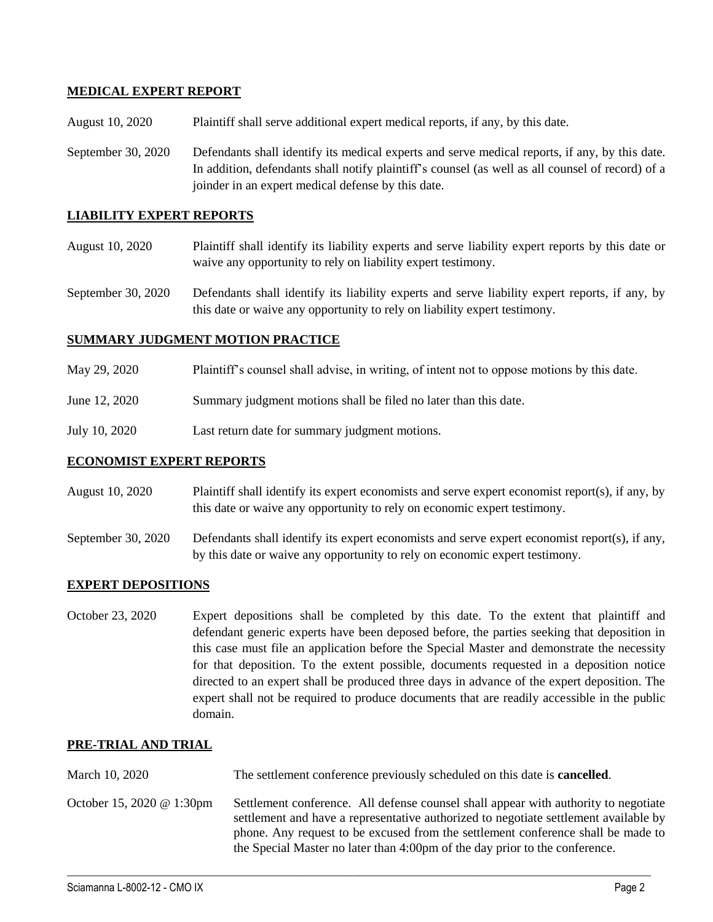## MEDICAL EXPERT REPORT

| | |
|---|---|
| August 10, 2020 | Plaintiff shall serve additional expert medical reports, if any, by this date. |
| September 30, 2020 | Defendants shall identify its medical experts and serve medical reports, if any, by this date. In addition, defendants shall notify plaintiff's counsel (as well as all counsel of record) of a joinder in an expert medical defense by this date. |

## LIABILITY EXPERT REPORTS

| | |
|---|---|
| August 10, 2020 | Plaintiff shall identify its liability experts and serve liability expert reports by this date or waive any opportunity to rely on liability expert testimony. |
| September 30, 2020 | Defendants shall identify its liability experts and serve liability expert reports, if any, by this date or waive any opportunity to rely on liability expert testimony. |

## SUMMARY JUDGMENT MOTION PRACTICE

| | |
|---|---|
| May 29, 2020 | Plaintiff's counsel shall advise, in writing, of intent not to oppose motions by this date. |
| June 12, 2020 | Summary judgment motions shall be filed no later than this date. |
| July 10, 2020 | Last return date for summary judgment motions. |

## ECONOMIST EXPERT REPORTS

| | |
|---|---|
| August 10, 2020 | Plaintiff shall identify its expert economists and serve expert economist report(s), if any, by this date or waive any opportunity to rely on economic expert testimony. |
| September 30, 2020 | Defendants shall identify its expert economists and serve expert economist report(s), if any, by this date or waive any opportunity to rely on economic expert testimony. |

## EXPERT DEPOSITIONS

| | |
|---|---|
| October 23, 2020 | Expert depositions shall be completed by this date. To the extent that plaintiff and defendant generic experts have been deposed before, the parties seeking that deposition in this case must file an application before the Special Master and demonstrate the necessity for that deposition. To the extent possible, documents requested in a deposition notice directed to an expert shall be produced three days in advance of the expert deposition. The expert shall not be required to produce documents that are readily accessible in the public domain. |

## PRE-TRIAL AND TRIAL

| | |
|---|---|
| March 10, 2020 | The settlement conference previously scheduled on this date is **cancelled**. |
| October 15, 2020 @ 1:30pm | Settlement conference. All defense counsel shall appear with authority to negotiate settlement and have a representative authorized to negotiate settlement available by phone. Any request to be excused from the settlement conference shall be made to the Special Master no later than 4:00pm of the day prior to the conference. |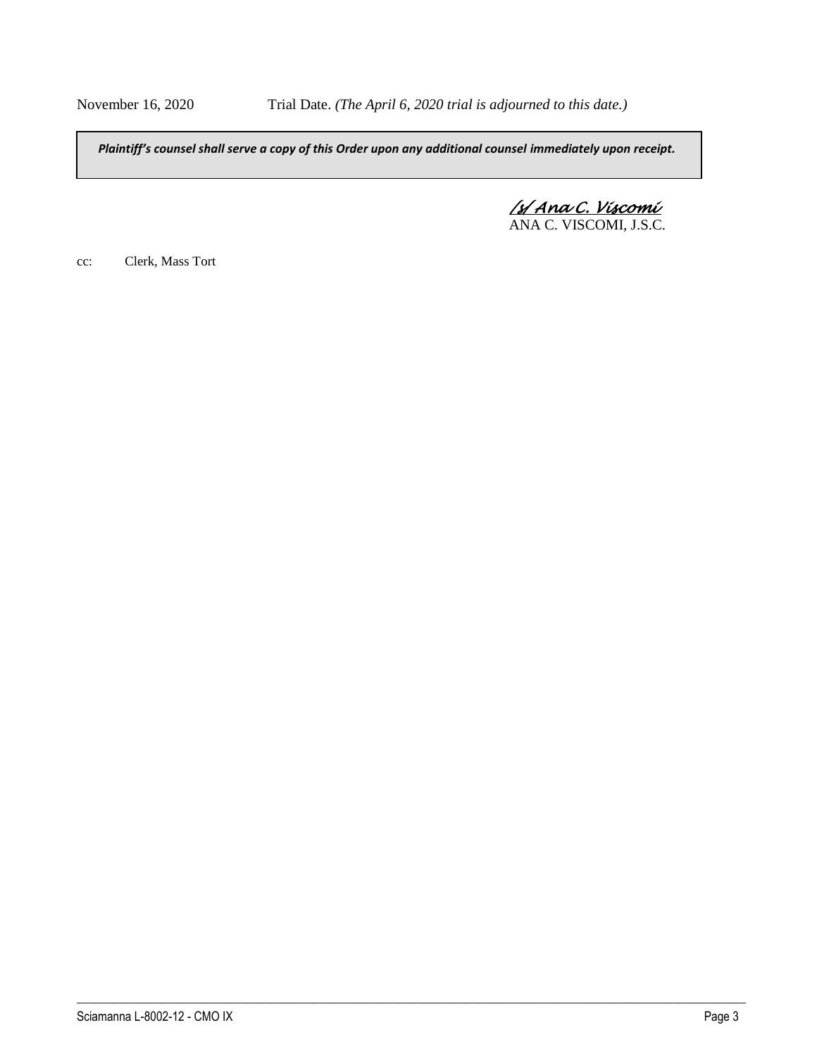November 16, 2020 Trial Date. *(The April 6, 2020 trial is adjourned to this date.)*

***Plaintiff's counsel shall serve a copy of this Order upon any additional counsel immediately upon receipt.***

/s/ Ana C. Viscomi
ANA C. VISCOMI, J.S.C.

cc: Clerk, Mass Tort